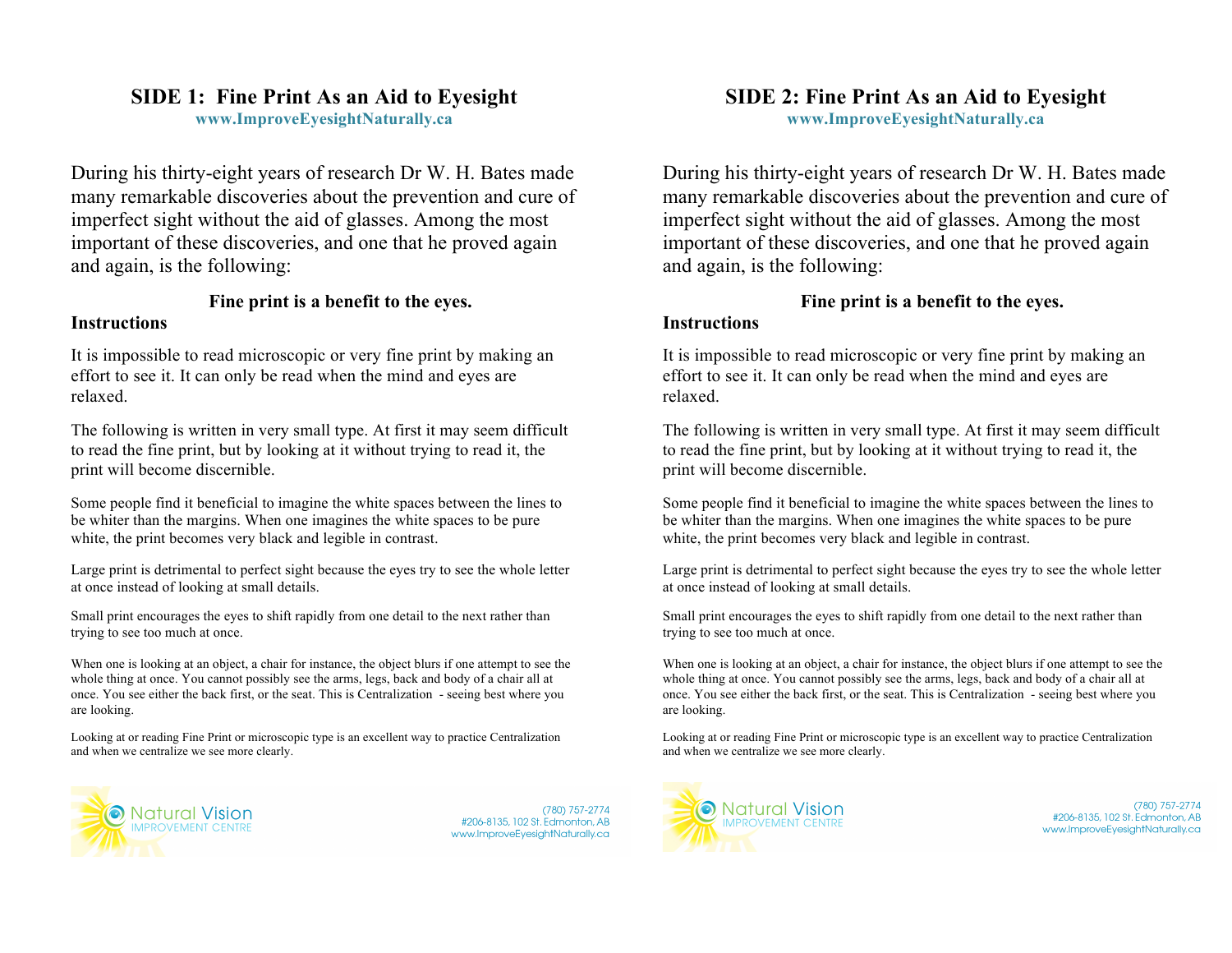# SIDE 1: Fine Print As an Aid to Eyesight

**www.ImproveEyesightNaturally.ca**

During his thirty-eight years of research Dr W. H. Bates made many remarkable discoveries about the prevention and cure of imperfect sight without the aid of glasses. Among the most important of these discoveries, and one that he proved again and again, is the following:

**Fine print is a benefit to the eyes.**

**Instructions**

It is impossible to read microscopic or very fine print by making an effort to see it. It can only be read when the mind and eyes are relaxed.

The following is written in very small type. At first it may seem difficult to read the fine print, but by looking at it without trying to read it, the print will become discernible.

Some people find it beneficial to imagine the white spaces between the lines to be whiter than the margins. When one imagines the white spaces to be pure white, the print becomes very black and legible in contrast.

Large print is detrimental to perfect sight because the eyes try to see the whole letter at once instead of looking at small details.

Small print encourages the eyes to shift rapidly from one detail to the next rather than trying to see too much at once.

When one is looking at an object, a chair for instance, the object blurs if one attempt to see the whole thing at once. You cannot possibly see the arms, legs, back and body of a chair all at once. You see either the back first, or the seat. This is Centralization - seeing best where you are looking.

Looking at or reading Fine Print or microscopic type is an excellent way to practice Centralization and when we centralize we see more clearly.

Natural Vision IMPROVEMENT CENTRE

(780) 757-2774
#206-8135, 102 St. Edmonton, AB
www.ImproveEyesightNaturally.ca

# SIDE 2: Fine Print As an Aid to Eyesight

**www.ImproveEyesightNaturally.ca**

During his thirty-eight years of research Dr W. H. Bates made many remarkable discoveries about the prevention and cure of imperfect sight without the aid of glasses. Among the most important of these discoveries, and one that he proved again and again, is the following:

**Fine print is a benefit to the eyes.**

**Instructions**

It is impossible to read microscopic or very fine print by making an effort to see it. It can only be read when the mind and eyes are relaxed.

The following is written in very small type. At first it may seem difficult to read the fine print, but by looking at it without trying to read it, the print will become discernible.

Some people find it beneficial to imagine the white spaces between the lines to be whiter than the margins. When one imagines the white spaces to be pure white, the print becomes very black and legible in contrast.

Large print is detrimental to perfect sight because the eyes try to see the whole letter at once instead of looking at small details.

Small print encourages the eyes to shift rapidly from one detail to the next rather than trying to see too much at once.

When one is looking at an object, a chair for instance, the object blurs if one attempt to see the whole thing at once. You cannot possibly see the arms, legs, back and body of a chair all at once. You see either the back first, or the seat. This is Centralization - seeing best where you are looking.

Looking at or reading Fine Print or microscopic type is an excellent way to practice Centralization and when we centralize we see more clearly.

Natural Vision IMPROVEMENT CENTRE

(780) 757-2774
#206-8135, 102 St. Edmonton, AB
www.ImproveEyesightNaturally.ca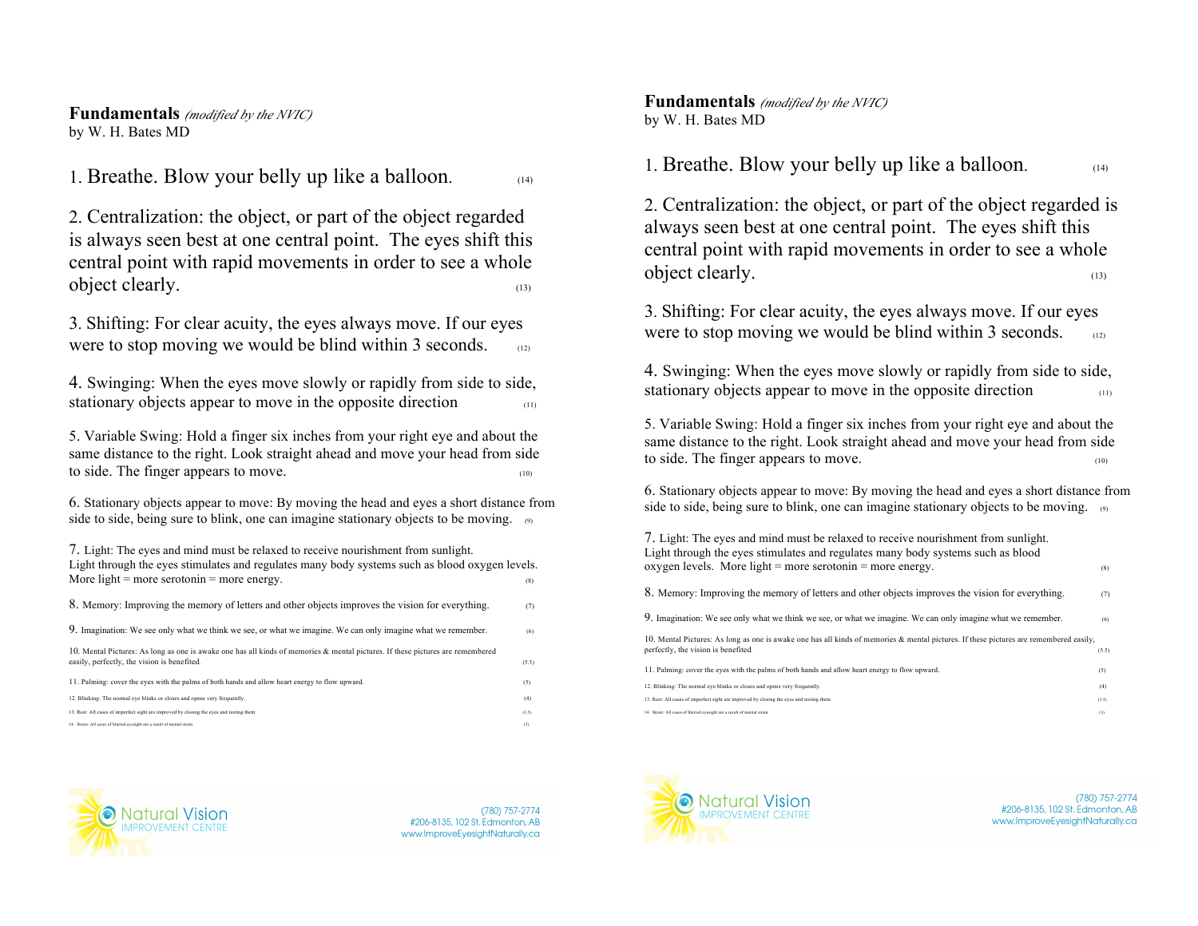**Fundamentals** *(modified by the NVIC)*
by W. H. Bates MD

1. Breathe. Blow your belly up like a balloon. (14)

2. Centralization: the object, or part of the object regarded is always seen best at one central point. The eyes shift this central point with rapid movements in order to see a whole object clearly. (13)

3. Shifting: For clear acuity, the eyes always move. If our eyes were to stop moving we would be blind within 3 seconds. (12)

4. Swinging: When the eyes move slowly or rapidly from side to side, stationary objects appear to move in the opposite direction (11)

5. Variable Swing: Hold a finger six inches from your right eye and about the same distance to the right. Look straight ahead and move your head from side to side. The finger appears to move. (10)

6. Stationary objects appear to move: By moving the head and eyes a short distance from side to side, being sure to blink, one can imagine stationary objects to be moving. (9)

7. Light: The eyes and mind must be relaxed to receive nourishment from sunlight. Light through the eyes stimulates and regulates many body systems such as blood oxygen levels. More light = more serotonin = more energy. (8)

8. Memory: Improving the memory of letters and other objects improves the vision for everything. (7)

9. Imagination: We see only what we think we see, or what we imagine. We can only imagine what we remember. (6)

10. Mental Pictures: As long as one is awake one has all kinds of memories & mental pictures. If these pictures are remembered easily, perfectly, the vision is benefited. (5.5)

11. Palming: cover the eyes with the palms of both hands and allow heart energy to flow upward. (5)

12. Blinking: The normal eye blinks or closes and opens very frequently. (4)

13. Rest: All cases of imperfect sight are improved by closing the eyes and resting them. (3.5)

14. Strain: All cases of blurred eyesight are a result of mental strain (3)

Natural Vision
IMPROVEMENT CENTRE

(780) 757-2774
#206-8135, 102 St. Edmonton, AB
www.ImproveEyesightNaturally.ca

**Fundamentals** *(modified by the NVIC)*
by W. H. Bates MD

1. Breathe. Blow your belly up like a balloon. (14)

2. Centralization: the object, or part of the object regarded is always seen best at one central point. The eyes shift this central point with rapid movements in order to see a whole object clearly. (13)

3. Shifting: For clear acuity, the eyes always move. If our eyes were to stop moving we would be blind within 3 seconds. (12)

4. Swinging: When the eyes move slowly or rapidly from side to side, stationary objects appear to move in the opposite direction (11)

5. Variable Swing: Hold a finger six inches from your right eye and about the same distance to the right. Look straight ahead and move your head from side to side. The finger appears to move. (10)

6. Stationary objects appear to move: By moving the head and eyes a short distance from side to side, being sure to blink, one can imagine stationary objects to be moving. (9)

7. Light: The eyes and mind must be relaxed to receive nourishment from sunlight. Light through the eyes stimulates and regulates many body systems such as blood oxygen levels. More light = more serotonin = more energy. (8)

8. Memory: Improving the memory of letters and other objects improves the vision for everything. (7)

9. Imagination: We see only what we think we see, or what we imagine. We can only imagine what we remember. (6)

10. Mental Pictures: As long as one is awake one has all kinds of memories & mental pictures. If these pictures are remembered easily, perfectly, the vision is benefited. (5.5)

11. Palming: cover the eyes with the palms of both hands and allow heart energy to flow upward. (5)

12. Blinking: The normal eye blinks or closes and opens very frequently. (4)

13. Rest: All cases of imperfect sight are improved by closing the eyes and resting them. (3.5)

14. Strain: All cases of blurred eyesight are a result of mental strain (3)

Natural Vision
IMPROVEMENT CENTRE

(780) 757-2774
#206-8135, 102 St. Edmonton, AB
www.ImproveEyesightNaturally.ca